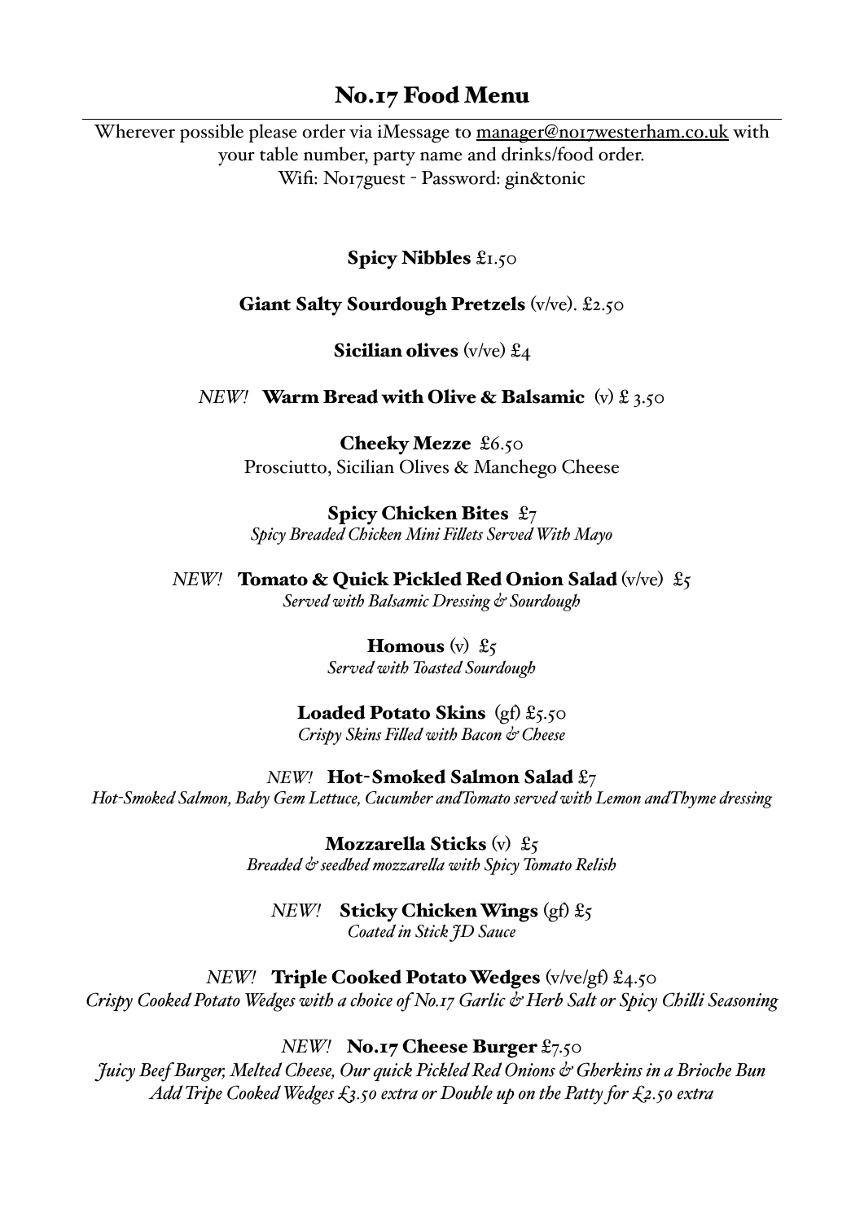# No.17 Food Menu

Wherever possible please order via iMessage to manager@no17westerham.co.uk with your table number, party name and drinks/food order.
Wifi: No17guest - Password: gin&tonic

**Spicy Nibbles** £1.50

**Giant Salty Sourdough Pretzels** (v/ve). £2.50

**Sicilian olives** (v/ve) £4

*NEW!* **Warm Bread with Olive & Balsamic** (v) £ 3.50

**Cheeky Mezze** £6.50
Prosciutto, Sicilian Olives & Manchego Cheese

**Spicy Chicken Bites** £7
*Spicy Breaded Chicken Mini Fillets Served With Mayo*

*NEW!* **Tomato & Quick Pickled Red Onion Salad** (v/ve) £5
*Served with Balsamic Dressing & Sourdough*

**Homous** (v) £5
*Served with Toasted Sourdough*

**Loaded Potato Skins** (gf) £5.50
*Crispy Skins Filled with Bacon & Cheese*

*NEW!* **Hot-Smoked Salmon Salad** £7
*Hot-Smoked Salmon, Baby Gem Lettuce, Cucumber andTomato served with Lemon andThyme dressing*

**Mozzarella Sticks** (v) £5
*Breaded & seedbed mozzarella with Spicy Tomato Relish*

*NEW!* **Sticky Chicken Wings** (gf) £5
*Coated in Stick JD Sauce*

*NEW!* **Triple Cooked Potato Wedges** (v/ve/gf) £4.50
*Crispy Cooked Potato Wedges with a choice of No.17 Garlic & Herb Salt or Spicy Chilli Seasoning*

*NEW!* **No.17 Cheese Burger** £7.50
*Juicy Beef Burger, Melted Cheese, Our quick Pickled Red Onions & Gherkins in a Brioche Bun*
*Add Tripe Cooked Wedges £3.50 extra or Double up on the Patty for £2.50 extra*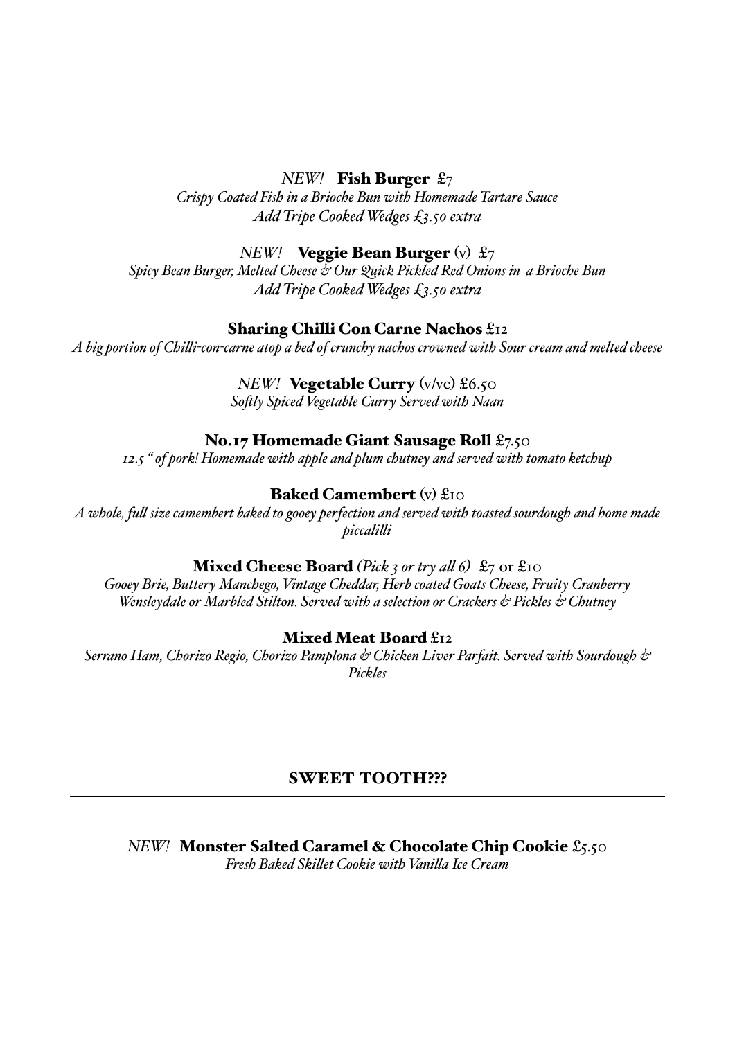*NEW!* **Fish Burger** £7
*Crispy Coated Fish in a Brioche Bun with Homemade Tartare Sauce*
*Add Tripe Cooked Wedges £3.50 extra*

*NEW!* **Veggie Bean Burger** (v) £7
*Spicy Bean Burger, Melted Cheese & Our Quick Pickled Red Onions in a Brioche Bun*
*Add Tripe Cooked Wedges £3.50 extra*

**Sharing Chilli Con Carne Nachos** £12
*A big portion of Chilli-con-carne atop a bed of crunchy nachos crowned with Sour cream and melted cheese*

*NEW!* **Vegetable Curry** (v/ve) £6.50
*Softly Spiced Vegetable Curry Served with Naan*

**No.17 Homemade Giant Sausage Roll** £7.50
*12.5 " of pork! Homemade with apple and plum chutney and served with tomato ketchup*

**Baked Camembert** (v) £10
*A whole, full size camembert baked to gooey perfection and served with toasted sourdough and home made piccalilli*

**Mixed Cheese Board** *(Pick 3 or try all 6)* £7 or £10
*Gooey Brie, Buttery Manchego, Vintage Cheddar, Herb coated Goats Cheese, Fruity Cranberry Wensleydale or Marbled Stilton. Served with a selection or Crackers & Pickles & Chutney*

**Mixed Meat Board** £12
*Serrano Ham, Chorizo Regio, Chorizo Pamplona & Chicken Liver Parfait. Served with Sourdough & Pickles*

## SWEET TOOTH???

---

*NEW!* **Monster Salted Caramel & Chocolate Chip Cookie** £5.50
*Fresh Baked Skillet Cookie with Vanilla Ice Cream*